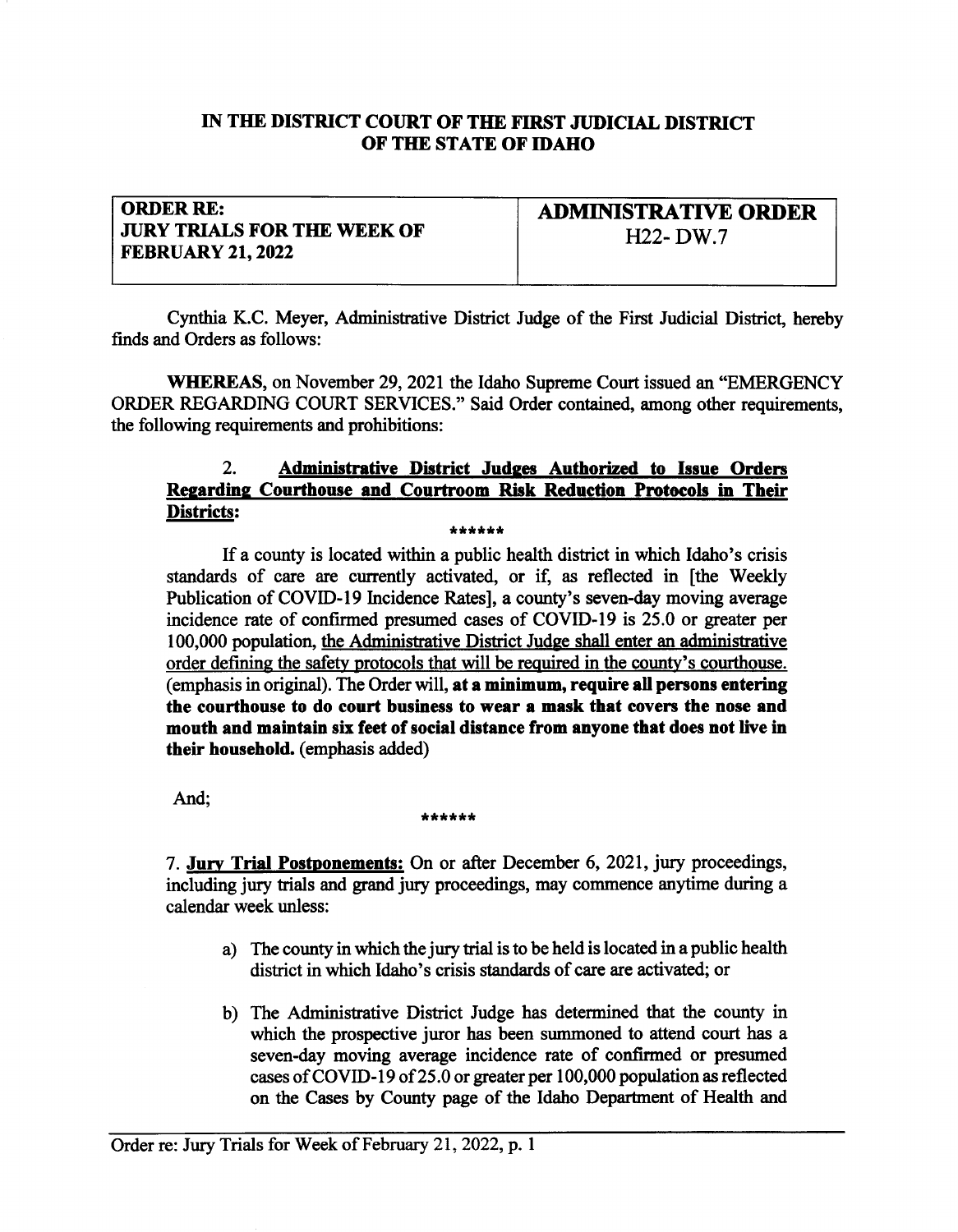**IN THE DISTRICT COURT OF THE FIRST JUDICIAL DISTRICT OF THE STATE OF IDAHO**

| ORDER RE: JURY TRIALS FOR THE WEEK OF FEBRUARY 21, 2022 | ADMINISTRATIVE ORDER H22- DW.7 |
|---|---|

Cynthia K.C. Meyer, Administrative District Judge of the First Judicial District, hereby finds and Orders as follows:

**WHEREAS**, on November 29, 2021 the Idaho Supreme Court issued an "EMERGENCY ORDER REGARDING COURT SERVICES." Said Order contained, among other requirements, the following requirements and prohibitions:

> 2. **Administrative District Judges Authorized to Issue Orders Regarding Courthouse and Courtroom Risk Reduction Protocols in Their Districts:**
>
> ******
>
> If a county is located within a public health district in which Idaho's crisis standards of care are currently activated, or if, as reflected in [the Weekly Publication of COVID-19 Incidence Rates], a county's seven-day moving average incidence rate of confirmed presumed cases of COVID-19 is 25.0 or greater per 100,000 population, the Administrative District Judge shall enter an administrative order defining the safety protocols that will be required in the county's courthouse. (emphasis in original). The Order will, **at a minimum, require all persons entering the courthouse to do court business to wear a mask that covers the nose and mouth and maintain six feet of social distance from anyone that does not live in their household.** (emphasis added)

And;

******

7. **Jury Trial Postponements:** On or after December 6, 2021, jury proceedings, including jury trials and grand jury proceedings, may commence anytime during a calendar week unless:

a) The county in which the jury trial is to be held is located in a public health district in which Idaho's crisis standards of care are activated; or

b) The Administrative District Judge has determined that the county in which the prospective juror has been summoned to attend court has a seven-day moving average incidence rate of confirmed or presumed cases of COVID-19 of 25.0 or greater per 100,000 population as reflected on the Cases by County page of the Idaho Department of Health and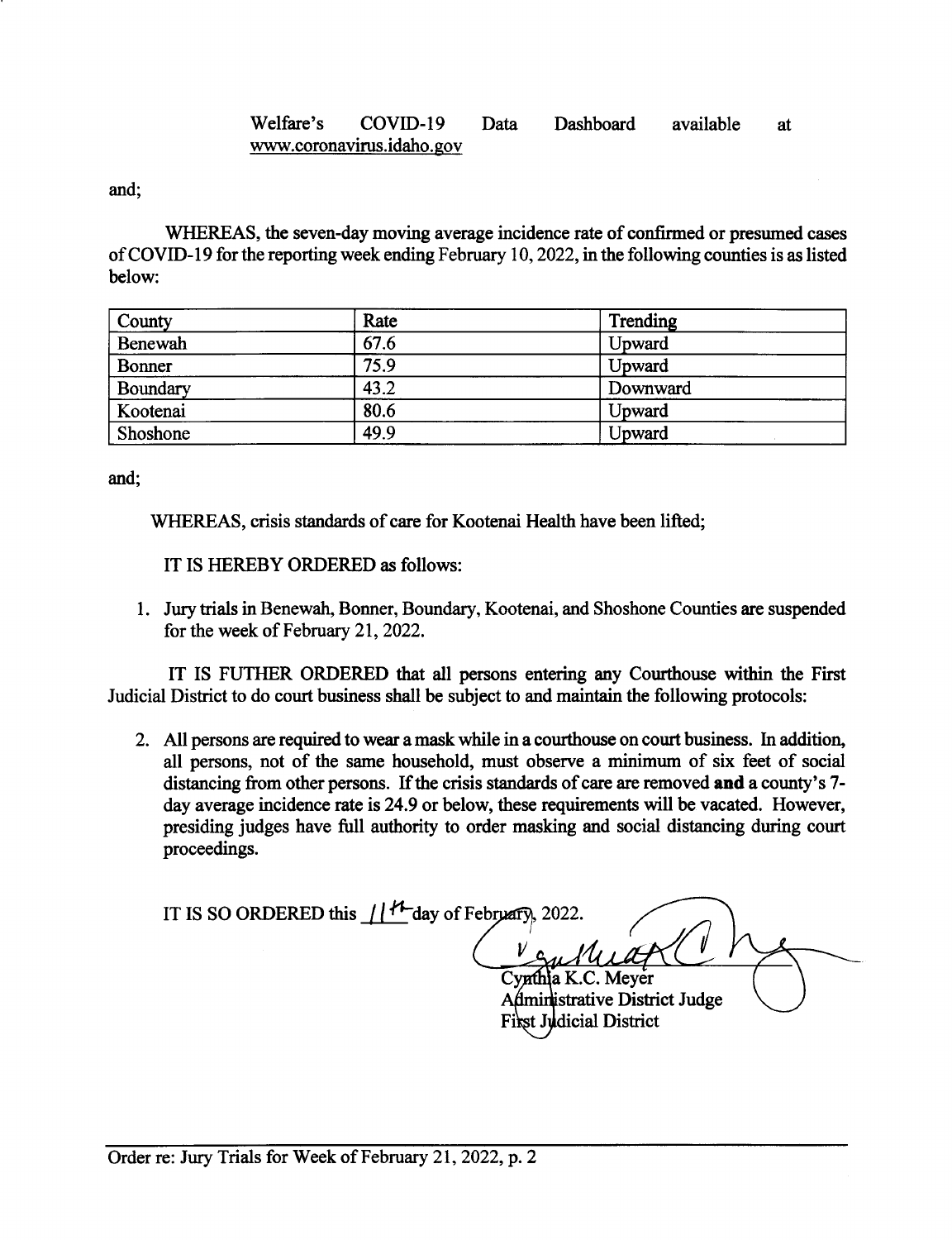Welfare's COVID-19 Data Dashboard available at www.coronavirus.idaho.gov

and;

WHEREAS, the seven-day moving average incidence rate of confirmed or presumed cases of COVID-19 for the reporting week ending February 10, 2022, in the following counties is as listed below:

| County | Rate | Trending |
|---|---|---|
| Benewah | 67.6 | Upward |
| Bonner | 75.9 | Upward |
| Boundary | 43.2 | Downward |
| Kootenai | 80.6 | Upward |
| Shoshone | 49.9 | Upward |

and;

WHEREAS, crisis standards of care for Kootenai Health have been lifted;

IT IS HEREBY ORDERED as follows:

1. Jury trials in Benewah, Bonner, Boundary, Kootenai, and Shoshone Counties are suspended for the week of February 21, 2022.

IT IS FUTHER ORDERED that all persons entering any Courthouse within the First Judicial District to do court business shall be subject to and maintain the following protocols:

2. All persons are required to wear a mask while in a courthouse on court business. In addition, all persons, not of the same household, must observe a minimum of six feet of social distancing from other persons. If the crisis standards of care are removed **and** a county's 7-day average incidence rate is 24.9 or below, these requirements will be vacated. However, presiding judges have full authority to order masking and social distancing during court proceedings.

IT IS SO ORDERED this 11th day of February, 2022.

Cynthia K.C. Meyer
Administrative District Judge
First Judicial District

Order re: Jury Trials for Week of February 21, 2022, p. 2